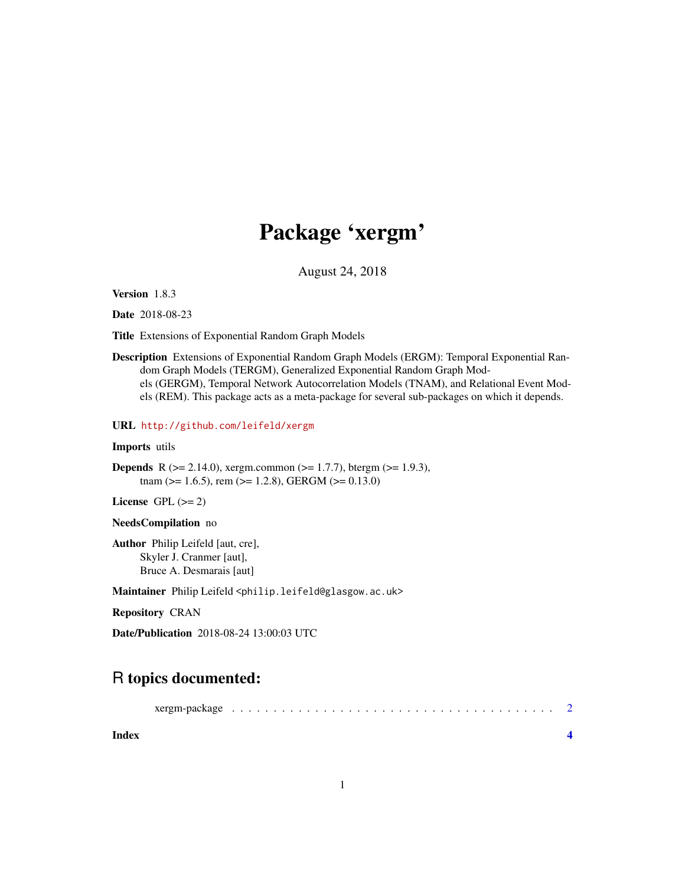# Package 'xergm'

August 24, 2018

**Version** 1.8.3

**Date** 2018-08-23

**Title** Extensions of Exponential Random Graph Models

**Description** Extensions of Exponential Random Graph Models (ERGM): Temporal Exponential Random Graph Models (TERGM), Generalized Exponential Random Graph Models (GERGM), Temporal Network Autocorrelation Models (TNAM), and Relational Event Models (REM). This package acts as a meta-package for several sub-packages on which it depends.

**URL** http://github.com/leifeld/xergm

**Imports** utils

**Depends** R (>= 2.14.0), xergm.common (>= 1.7.7), btergm (>= 1.9.3), tnam (>= 1.6.5), rem (>= 1.2.8), GERGM (>= 0.13.0)

**License** GPL (>= 2)

**NeedsCompilation** no

**Author** Philip Leifeld [aut, cre], Skyler J. Cranmer [aut], Bruce A. Desmarais [aut]

**Maintainer** Philip Leifeld <philip.leifeld@glasgow.ac.uk>

**Repository** CRAN

**Date/Publication** 2018-08-24 13:00:03 UTC

## R topics documented:

xergm-package . . . . . . . . . . . . . . . . . . . . . . . . . . . . . . . . . . . . . . . . 2

**Index** **4**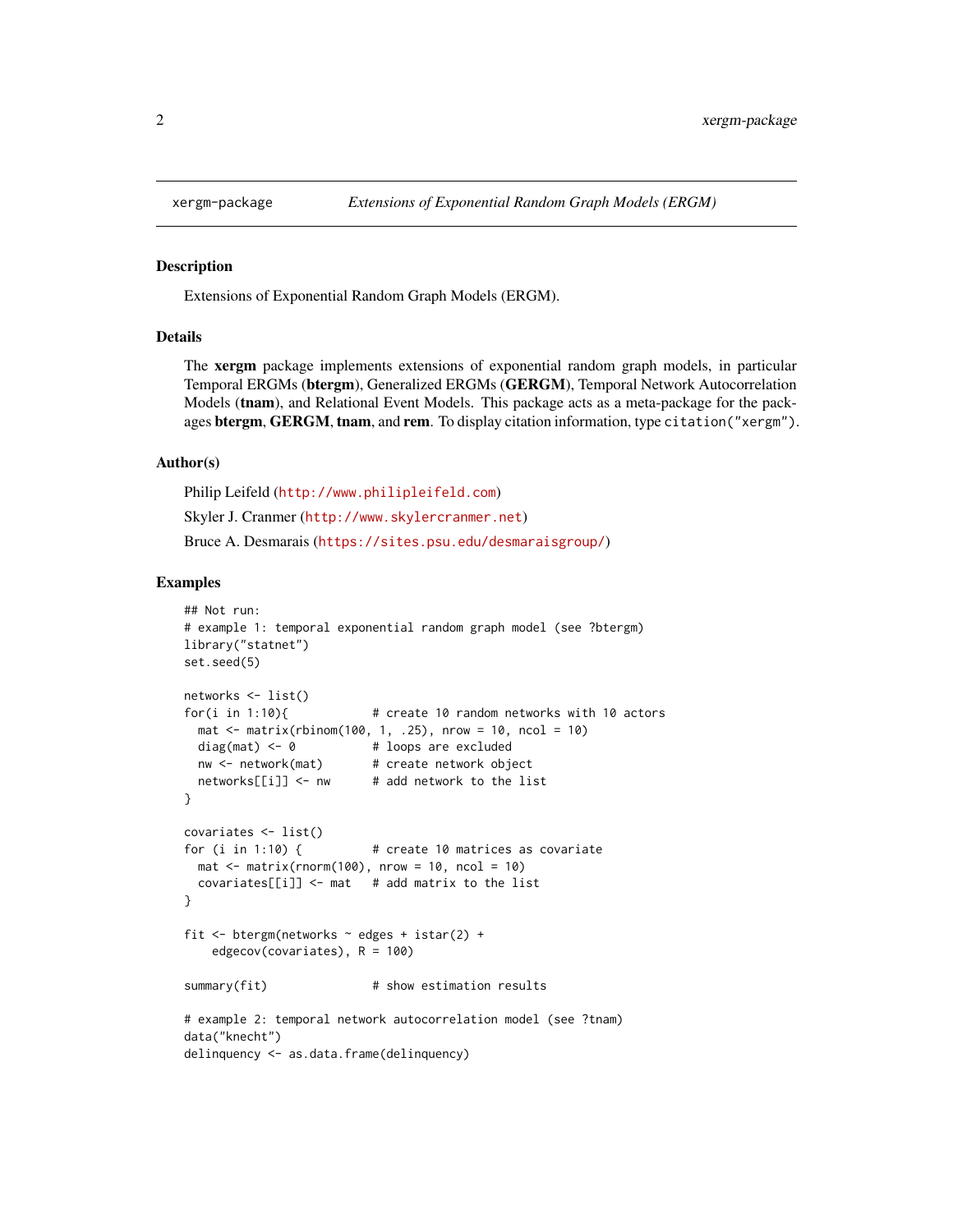xergm-package    *Extensions of Exponential Random Graph Models (ERGM)*

## Description

Extensions of Exponential Random Graph Models (ERGM).

## Details

The **xergm** package implements extensions of exponential random graph models, in particular Temporal ERGMs (**btergm**), Generalized ERGMs (**GERGM**), Temporal Network Autocorrelation Models (**tnam**), and Relational Event Models. This package acts as a meta-package for the packages **btergm**, **GERGM**, **tnam**, and **rem**. To display citation information, type `citation("xergm")`.

## Author(s)

Philip Leifeld (http://www.philipleifeld.com)

Skyler J. Cranmer (http://www.skylercranmer.net)

Bruce A. Desmarais (https://sites.psu.edu/desmaraisgroup/)

## Examples

```
## Not run:
# example 1: temporal exponential random graph model (see ?btergm)
library("statnet")
set.seed(5)

networks <- list()
for(i in 1:10){            # create 10 random networks with 10 actors
  mat <- matrix(rbinom(100, 1, .25), nrow = 10, ncol = 10)
  diag(mat) <- 0           # loops are excluded
  nw <- network(mat)       # create network object
  networks[[i]] <- nw      # add network to the list
}

covariates <- list()
for (i in 1:10) {          # create 10 matrices as covariate
  mat <- matrix(rnorm(100), nrow = 10, ncol = 10)
  covariates[[i]] <- mat   # add matrix to the list
}

fit <- btergm(networks ~ edges + istar(2) +
    edgecov(covariates), R = 100)

summary(fit)               # show estimation results

# example 2: temporal network autocorrelation model (see ?tnam)
data("knecht")
delinquency <- as.data.frame(delinquency)
```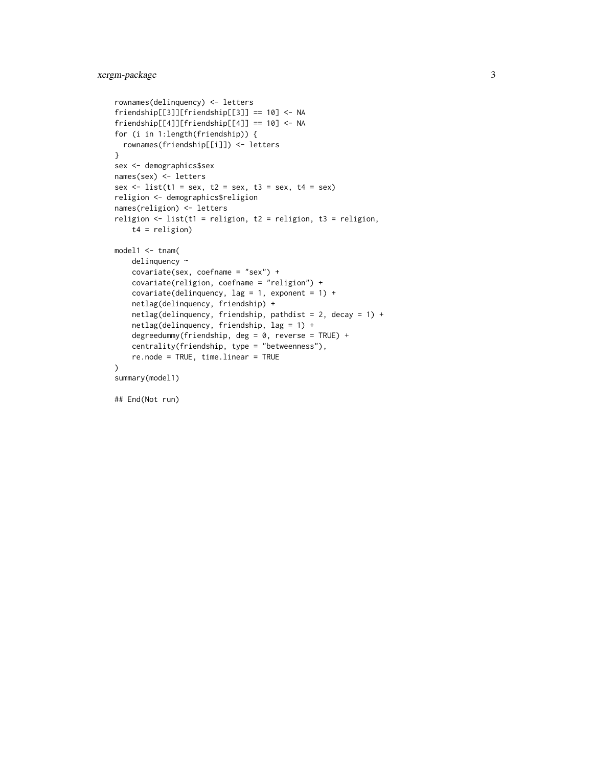```
rownames(delinquency) <- letters
friendship[[3]][friendship[[3]] == 10] <- NA
friendship[[4]][friendship[[4]] == 10] <- NA
for (i in 1:length(friendship)) {
  rownames(friendship[[i]]) <- letters
}
sex <- demographics$sex
names(sex) <- letters
sex <- list(t1 = sex, t2 = sex, t3 = sex, t4 = sex)
religion <- demographics$religion
names(religion) <- letters
religion <- list(t1 = religion, t2 = religion, t3 = religion,
    t4 = religion)

model1 <- tnam(
    delinquency ~
    covariate(sex, coefname = "sex") +
    covariate(religion, coefname = "religion") +
    covariate(delinquency, lag = 1, exponent = 1) +
    netlag(delinquency, friendship) +
    netlag(delinquency, friendship, pathdist = 2, decay = 1) +
    netlag(delinquency, friendship, lag = 1) +
    degreedummy(friendship, deg = 0, reverse = TRUE) +
    centrality(friendship, type = "betweenness"),
    re.node = TRUE, time.linear = TRUE
)
summary(model1)

## End(Not run)
```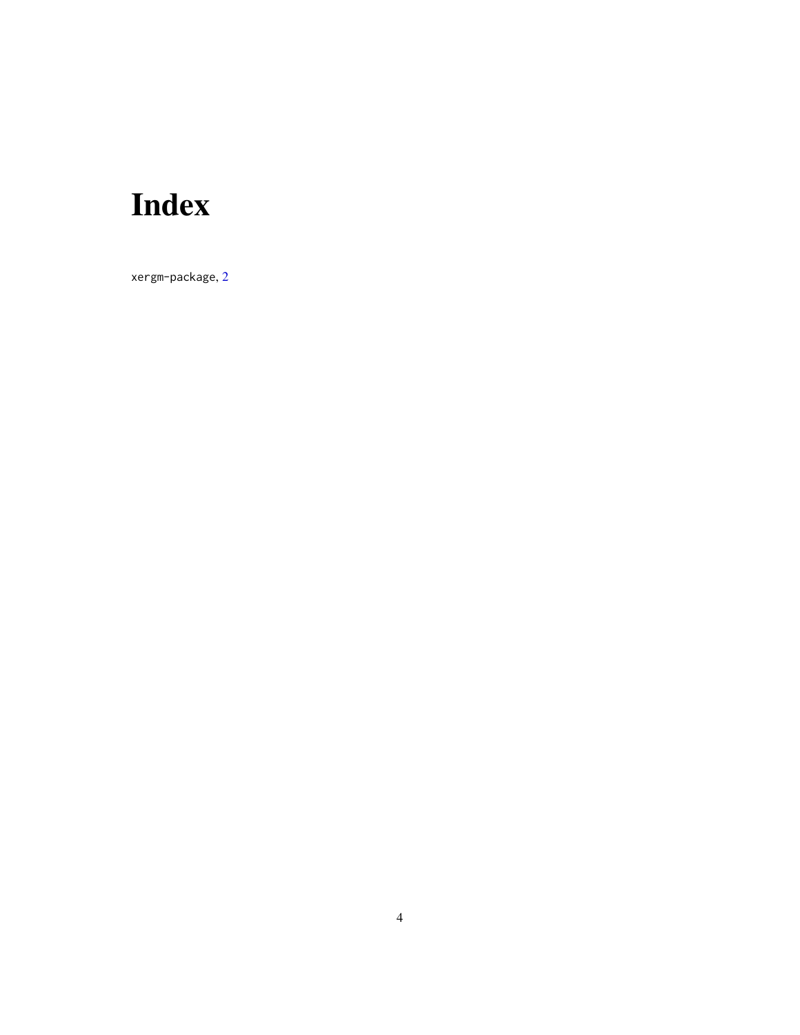# Index

xergm-package, 2